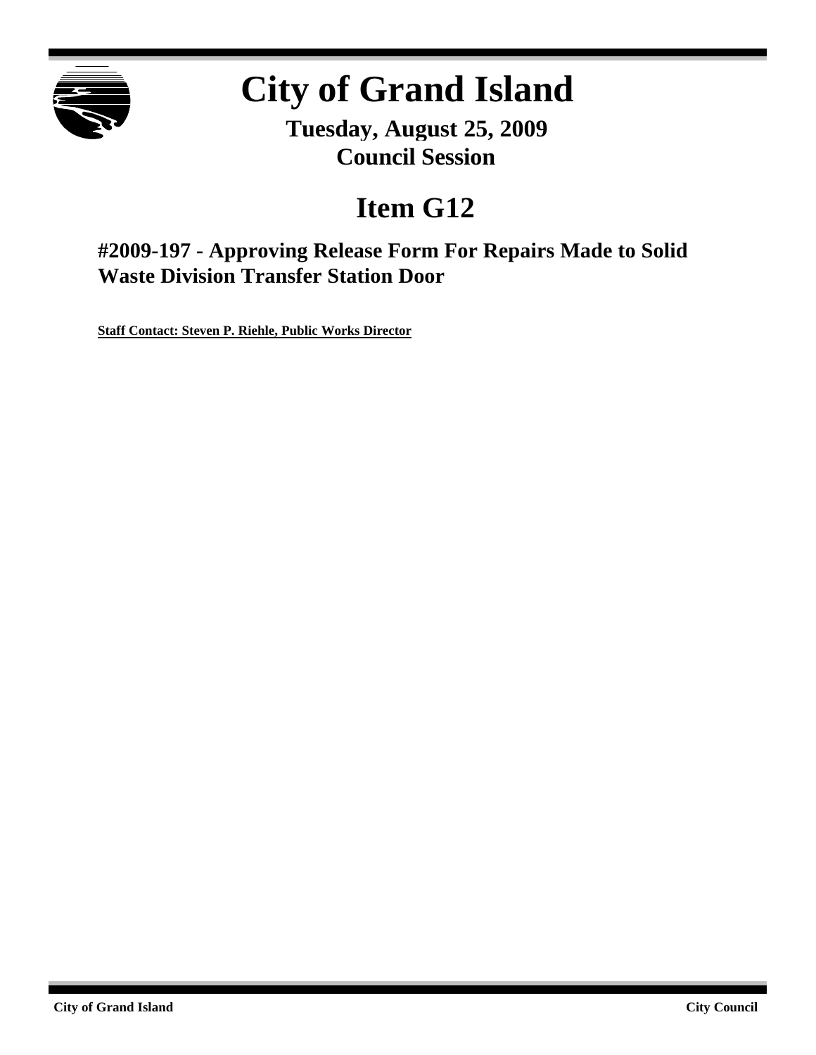# City of Grand Island

**Tuesday, August 25, 2009**
**Council Session**

# Item G12

## #2009-197 - Approving Release Form For Repairs Made to Solid Waste Division Transfer Station Door

**Staff Contact: Steven P. Riehle, Public Works Director**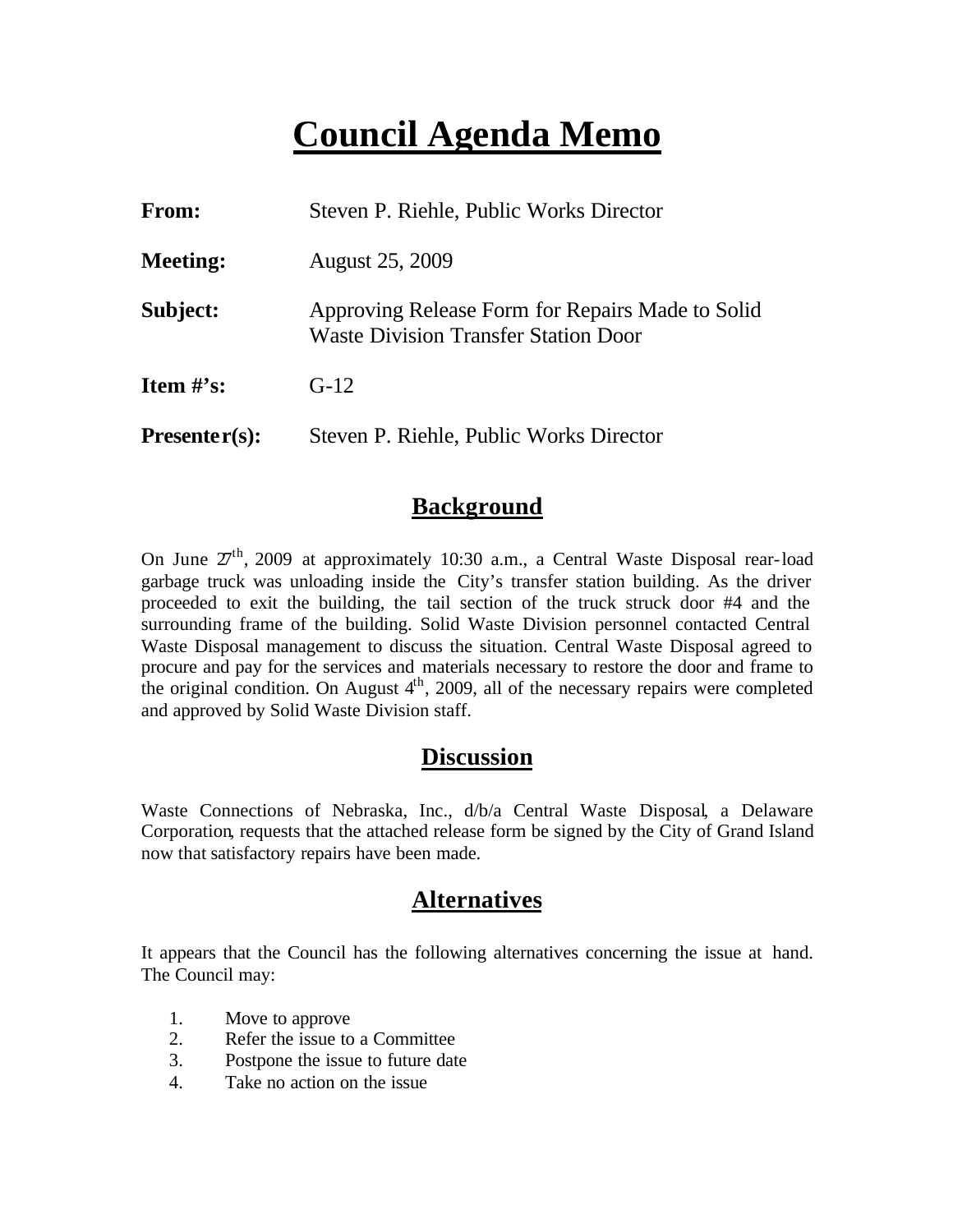# Council Agenda Memo

| | |
|---|---|
| **From:** | Steven P. Riehle, Public Works Director |
| **Meeting:** | August 25, 2009 |
| **Subject:** | Approving Release Form for Repairs Made to Solid Waste Division Transfer Station Door |
| **Item #'s:** | G-12 |
| **Presenter(s):** | Steven P. Riehle, Public Works Director |

## Background

On June 27th, 2009 at approximately 10:30 a.m., a Central Waste Disposal rear-load garbage truck was unloading inside the City's transfer station building. As the driver proceeded to exit the building, the tail section of the truck struck door #4 and the surrounding frame of the building. Solid Waste Division personnel contacted Central Waste Disposal management to discuss the situation. Central Waste Disposal agreed to procure and pay for the services and materials necessary to restore the door and frame to the original condition. On August 4th, 2009, all of the necessary repairs were completed and approved by Solid Waste Division staff.

## Discussion

Waste Connections of Nebraska, Inc., d/b/a Central Waste Disposal, a Delaware Corporation, requests that the attached release form be signed by the City of Grand Island now that satisfactory repairs have been made.

## Alternatives

It appears that the Council has the following alternatives concerning the issue at hand. The Council may:

1. Move to approve
2. Refer the issue to a Committee
3. Postpone the issue to future date
4. Take no action on the issue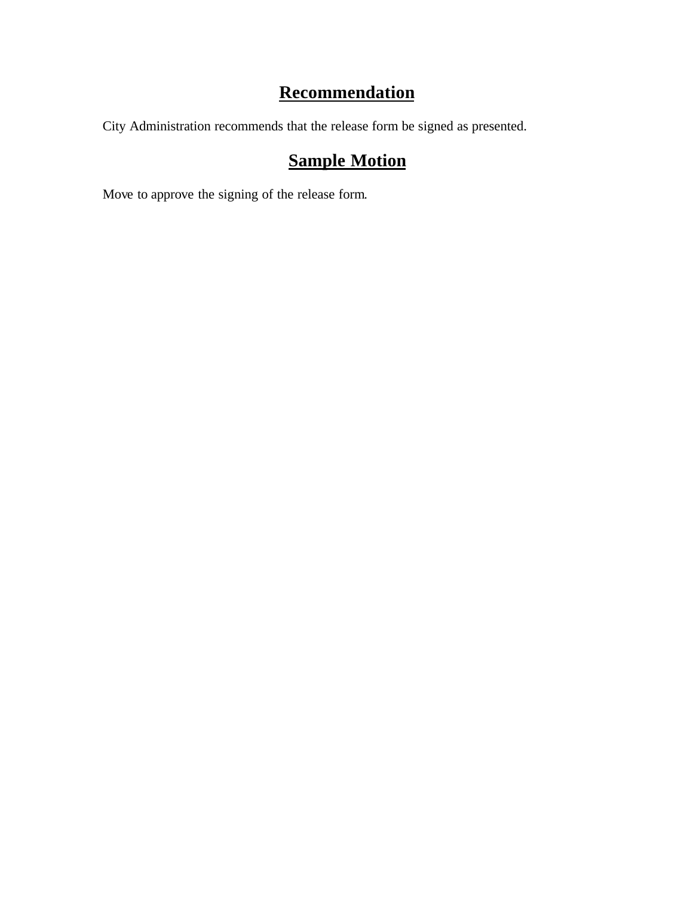## Recommendation

City Administration recommends that the release form be signed as presented.

## Sample Motion

Move to approve the signing of the release form.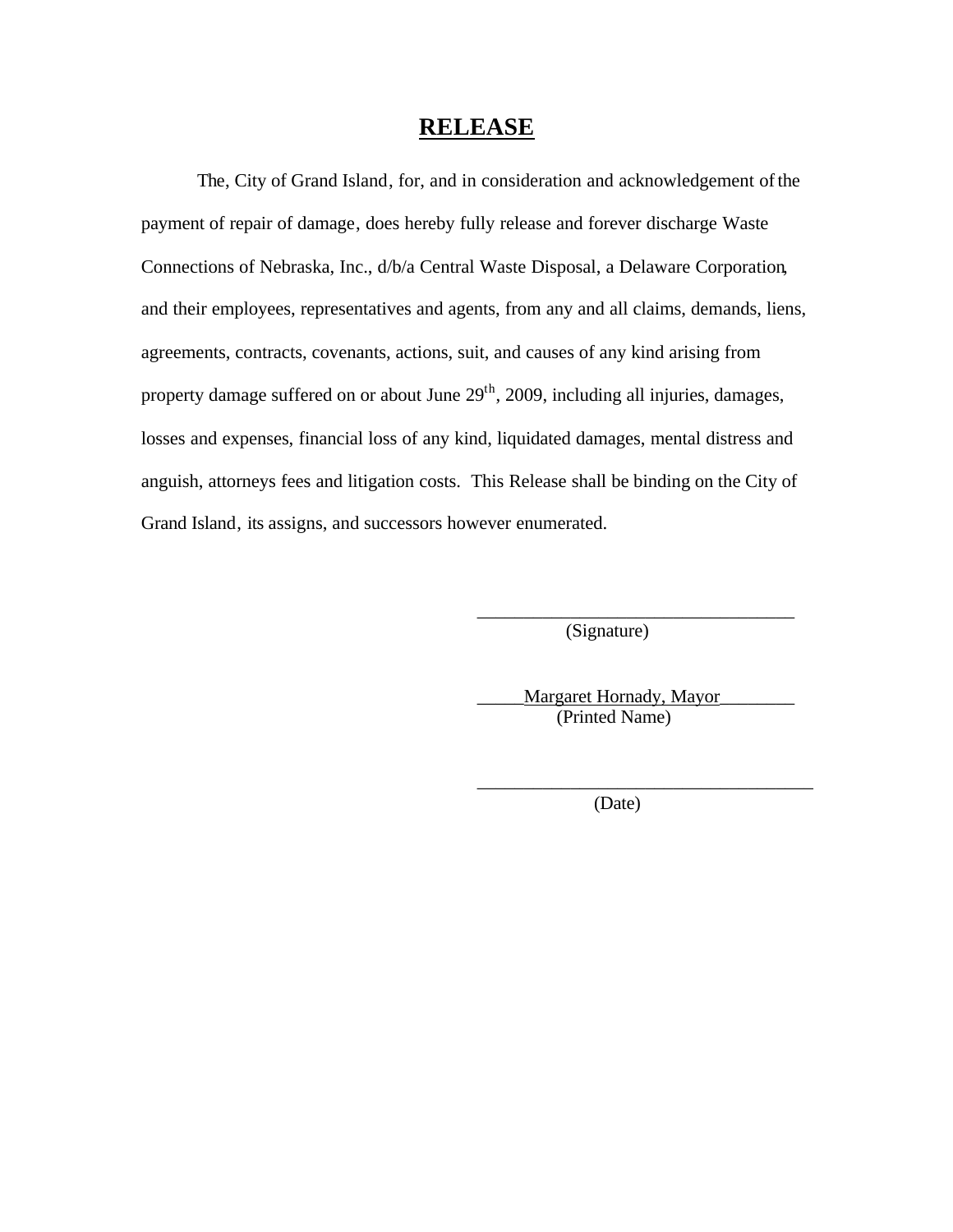# RELEASE

The, City of Grand Island, for, and in consideration and acknowledgement of the payment of repair of damage, does hereby fully release and forever discharge Waste Connections of Nebraska, Inc., d/b/a Central Waste Disposal, a Delaware Corporation, and their employees, representatives and agents, from any and all claims, demands, liens, agreements, contracts, covenants, actions, suit, and causes of any kind arising from property damage suffered on or about June 29th, 2009, including all injuries, damages, losses and expenses, financial loss of any kind, liquidated damages, mental distress and anguish, attorneys fees and litigation costs. This Release shall be binding on the City of Grand Island, its assigns, and successors however enumerated.

\_\_\_\_\_\_\_\_\_\_\_\_\_\_\_\_\_\_\_\_\_\_\_\_\_\_\_\_\_\_\_\_\_\_\_
(Signature)

Margaret Hornady, Mayor
(Printed Name)

\_\_\_\_\_\_\_\_\_\_\_\_\_\_\_\_\_\_\_\_\_\_\_\_\_\_\_\_\_\_\_\_\_\_\_
(Date)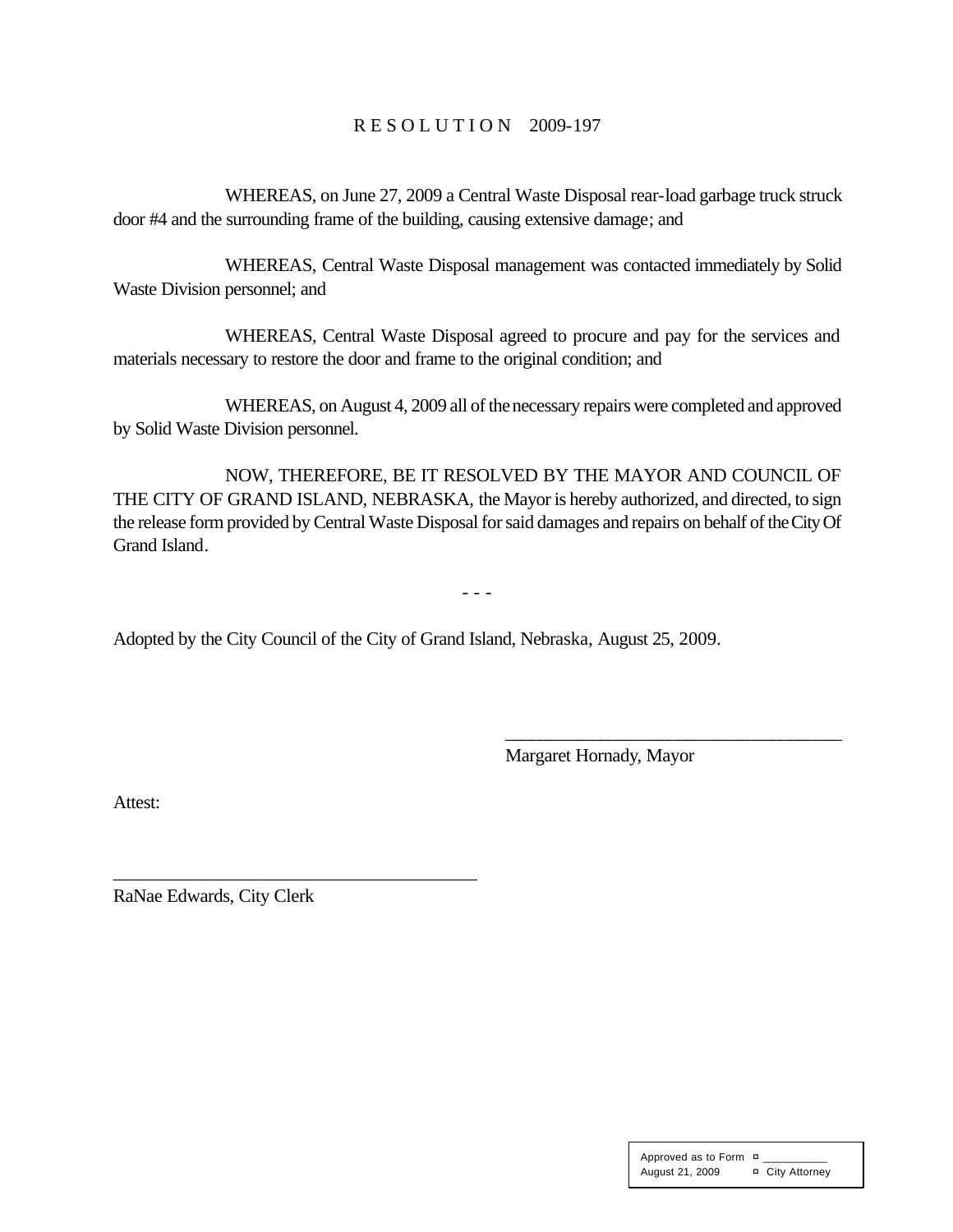# RESOLUTION 2009-197

WHEREAS, on June 27, 2009 a Central Waste Disposal rear-load garbage truck struck door #4 and the surrounding frame of the building, causing extensive damage; and

WHEREAS, Central Waste Disposal management was contacted immediately by Solid Waste Division personnel; and

WHEREAS, Central Waste Disposal agreed to procure and pay for the services and materials necessary to restore the door and frame to the original condition; and

WHEREAS, on August 4, 2009 all of the necessary repairs were completed and approved by Solid Waste Division personnel.

NOW, THEREFORE, BE IT RESOLVED BY THE MAYOR AND COUNCIL OF THE CITY OF GRAND ISLAND, NEBRASKA, the Mayor is hereby authorized, and directed, to sign the release form provided by Central Waste Disposal for said damages and repairs on behalf of the City Of Grand Island.

- - -

Adopted by the City Council of the City of Grand Island, Nebraska, August 25, 2009.

_____________________________________
Margaret Hornady, Mayor

Attest:

_______________________________________
RaNae Edwards, City Clerk

Approved as to Form ¤ __________
August 21, 2009 ¤ City Attorney